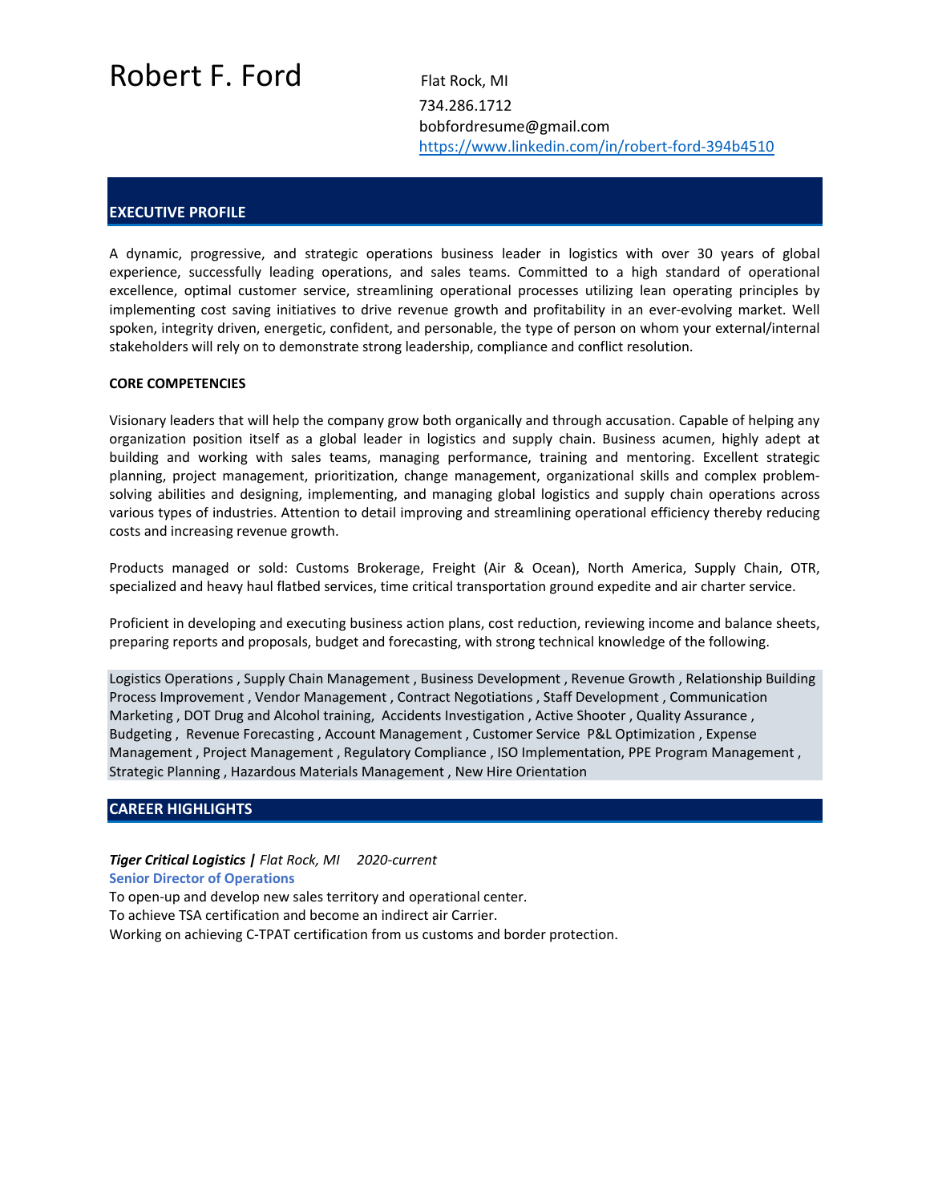# Robert F. Ford

Flat Rock, MI
734.286.1712
bobfordresume@gmail.com
https://www.linkedin.com/in/robert-ford-394b4510

## EXECUTIVE PROFILE

A dynamic, progressive, and strategic operations business leader in logistics with over 30 years of global experience, successfully leading operations, and sales teams. Committed to a high standard of operational excellence, optimal customer service, streamlining operational processes utilizing lean operating principles by implementing cost saving initiatives to drive revenue growth and profitability in an ever-evolving market. Well spoken, integrity driven, energetic, confident, and personable, the type of person on whom your external/internal stakeholders will rely on to demonstrate strong leadership, compliance and conflict resolution.

**CORE COMPETENCIES**

Visionary leaders that will help the company grow both organically and through accusation. Capable of helping any organization position itself as a global leader in logistics and supply chain. Business acumen, highly adept at building and working with sales teams, managing performance, training and mentoring. Excellent strategic planning, project management, prioritization, change management, organizational skills and complex problem-solving abilities and designing, implementing, and managing global logistics and supply chain operations across various types of industries. Attention to detail improving and streamlining operational efficiency thereby reducing costs and increasing revenue growth.

Products managed or sold: Customs Brokerage, Freight (Air & Ocean), North America, Supply Chain, OTR, specialized and heavy haul flatbed services, time critical transportation ground expedite and air charter service.

Proficient in developing and executing business action plans, cost reduction, reviewing income and balance sheets, preparing reports and proposals, budget and forecasting, with strong technical knowledge of the following.

Logistics Operations , Supply Chain Management , Business Development , Revenue Growth , Relationship Building Process Improvement , Vendor Management , Contract Negotiations , Staff Development , Communication Marketing , DOT Drug and Alcohol training, Accidents Investigation , Active Shooter , Quality Assurance , Budgeting , Revenue Forecasting , Account Management , Customer Service P&L Optimization , Expense Management , Project Management , Regulatory Compliance , ISO Implementation, PPE Program Management , Strategic Planning , Hazardous Materials Management , New Hire Orientation

## CAREER HIGHLIGHTS

***Tiger Critical Logistics |*** *Flat Rock, MI 2020-current*
**Senior Director of Operations**
To open-up and develop new sales territory and operational center.
To achieve TSA certification and become an indirect air Carrier.
Working on achieving C-TPAT certification from us customs and border protection.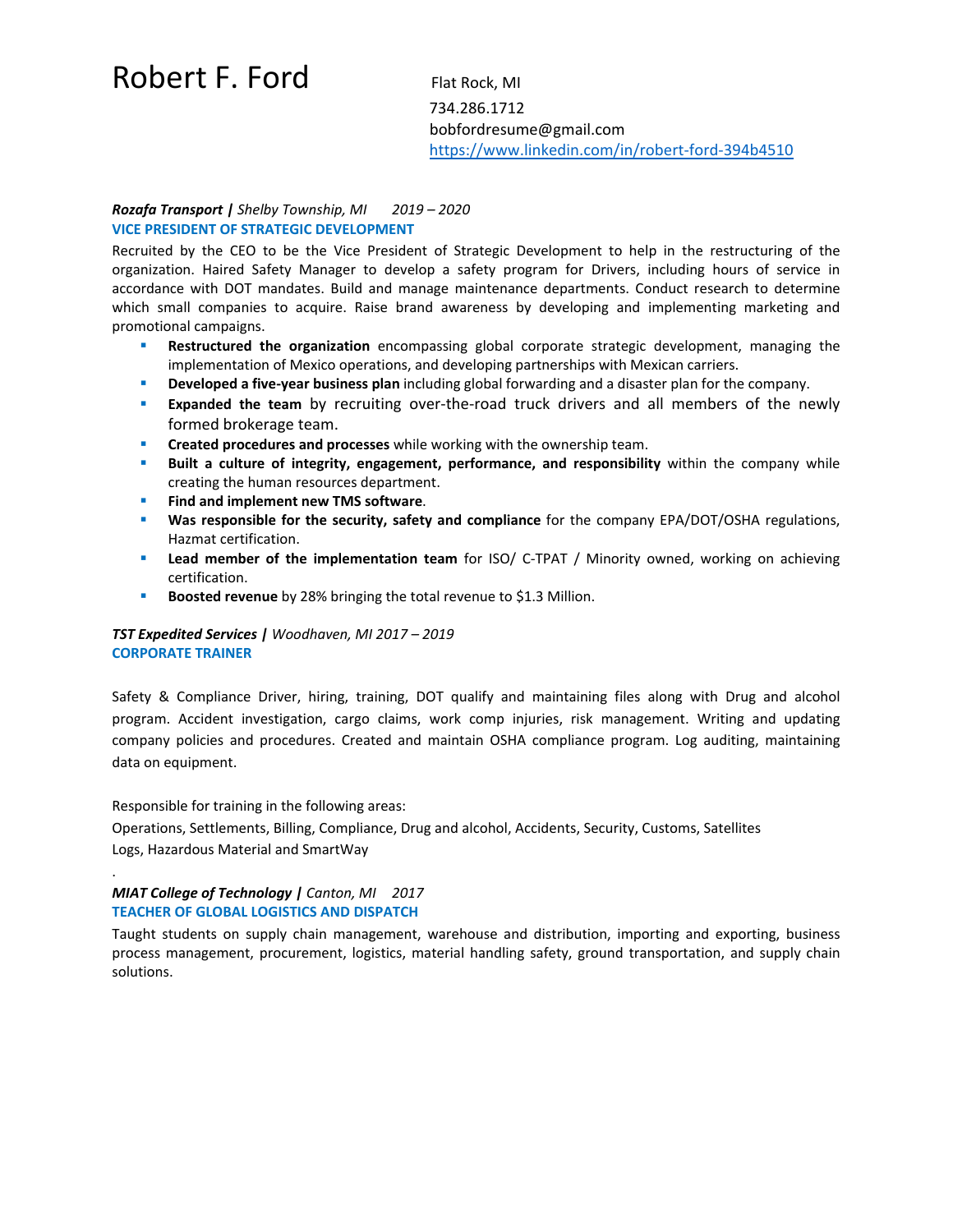# Robert F. Ford

Flat Rock, MI
734.286.1712
bobfordresume@gmail.com
https://www.linkedin.com/in/robert-ford-394b4510

***Rozafa Transport |*** *Shelby Township, MI    2019 – 2020*

**VICE PRESIDENT OF STRATEGIC DEVELOPMENT**

Recruited by the CEO to be the Vice President of Strategic Development to help in the restructuring of the organization. Haired Safety Manager to develop a safety program for Drivers, including hours of service in accordance with DOT mandates. Build and manage maintenance departments. Conduct research to determine which small companies to acquire. Raise brand awareness by developing and implementing marketing and promotional campaigns.

- **Restructured the organization** encompassing global corporate strategic development, managing the implementation of Mexico operations, and developing partnerships with Mexican carriers.
- **Developed a five-year business plan** including global forwarding and a disaster plan for the company.
- **Expanded the team** by recruiting over-the-road truck drivers and all members of the newly formed brokerage team.
- **Created procedures and processes** while working with the ownership team.
- **Built a culture of integrity, engagement, performance, and responsibility** within the company while creating the human resources department.
- **Find and implement new TMS software**.
- **Was responsible for the security, safety and compliance** for the company EPA/DOT/OSHA regulations, Hazmat certification.
- **Lead member of the implementation team** for ISO/ C-TPAT / Minority owned, working on achieving certification.
- **Boosted revenue** by 28% bringing the total revenue to $1.3 Million.

***TST Expedited Services |*** *Woodhaven, MI 2017 – 2019*

**CORPORATE TRAINER**

Safety & Compliance Driver, hiring, training, DOT qualify and maintaining files along with Drug and alcohol program. Accident investigation, cargo claims, work comp injuries, risk management. Writing and updating company policies and procedures. Created and maintain OSHA compliance program. Log auditing, maintaining data on equipment.

Responsible for training in the following areas:
Operations, Settlements, Billing, Compliance, Drug and alcohol, Accidents, Security, Customs, Satellites Logs, Hazardous Material and SmartWay

.

***MIAT College of Technology |*** *Canton, MI    2017*

**TEACHER OF GLOBAL LOGISTICS AND DISPATCH**

Taught students on supply chain management, warehouse and distribution, importing and exporting, business process management, procurement, logistics, material handling safety, ground transportation, and supply chain solutions.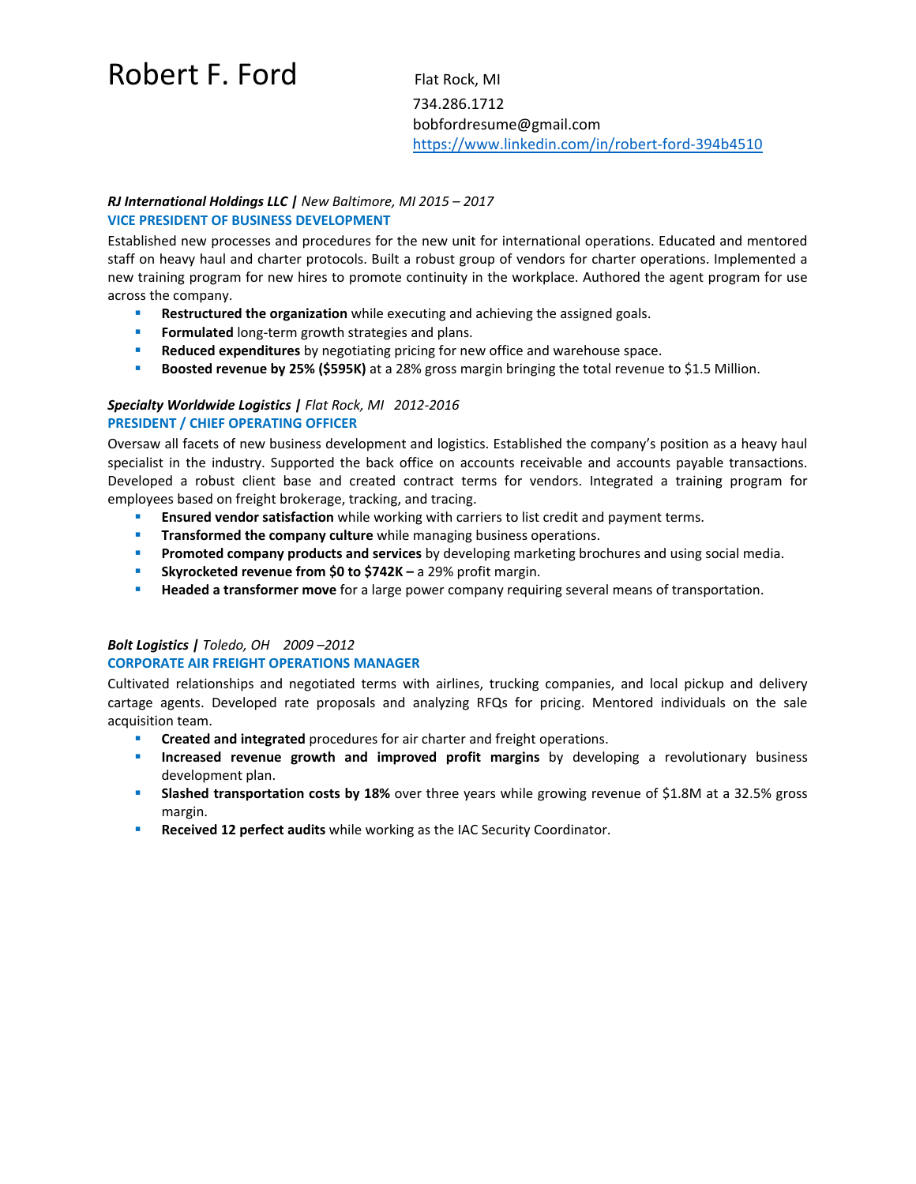# Robert F. Ford

Flat Rock, MI
734.286.1712
bobfordresume@gmail.com
https://www.linkedin.com/in/robert-ford-394b4510

***RJ International Holdings LLC |*** *New Baltimore, MI 2015 – 2017*

**VICE PRESIDENT OF BUSINESS DEVELOPMENT**

Established new processes and procedures for the new unit for international operations. Educated and mentored staff on heavy haul and charter protocols. Built a robust group of vendors for charter operations. Implemented a new training program for new hires to promote continuity in the workplace. Authored the agent program for use across the company.

- **Restructured the organization** while executing and achieving the assigned goals.
- **Formulated** long-term growth strategies and plans.
- **Reduced expenditures** by negotiating pricing for new office and warehouse space.
- **Boosted revenue by 25% ($595K)** at a 28% gross margin bringing the total revenue to $1.5 Million.

***Specialty Worldwide Logistics |*** *Flat Rock, MI 2012-2016*

**PRESIDENT / CHIEF OPERATING OFFICER**

Oversaw all facets of new business development and logistics. Established the company's position as a heavy haul specialist in the industry. Supported the back office on accounts receivable and accounts payable transactions. Developed a robust client base and created contract terms for vendors. Integrated a training program for employees based on freight brokerage, tracking, and tracing.

- **Ensured vendor satisfaction** while working with carriers to list credit and payment terms.
- **Transformed the company culture** while managing business operations.
- **Promoted company products and services** by developing marketing brochures and using social media.
- **Skyrocketed revenue from $0 to $742K –** a 29% profit margin.
- **Headed a transformer move** for a large power company requiring several means of transportation.

***Bolt Logistics |*** *Toledo, OH 2009 –2012*

**CORPORATE AIR FREIGHT OPERATIONS MANAGER**

Cultivated relationships and negotiated terms with airlines, trucking companies, and local pickup and delivery cartage agents. Developed rate proposals and analyzing RFQs for pricing. Mentored individuals on the sale acquisition team.

- **Created and integrated** procedures for air charter and freight operations.
- **Increased revenue growth and improved profit margins** by developing a revolutionary business development plan.
- **Slashed transportation costs by 18%** over three years while growing revenue of $1.8M at a 32.5% gross margin.
- **Received 12 perfect audits** while working as the IAC Security Coordinator.